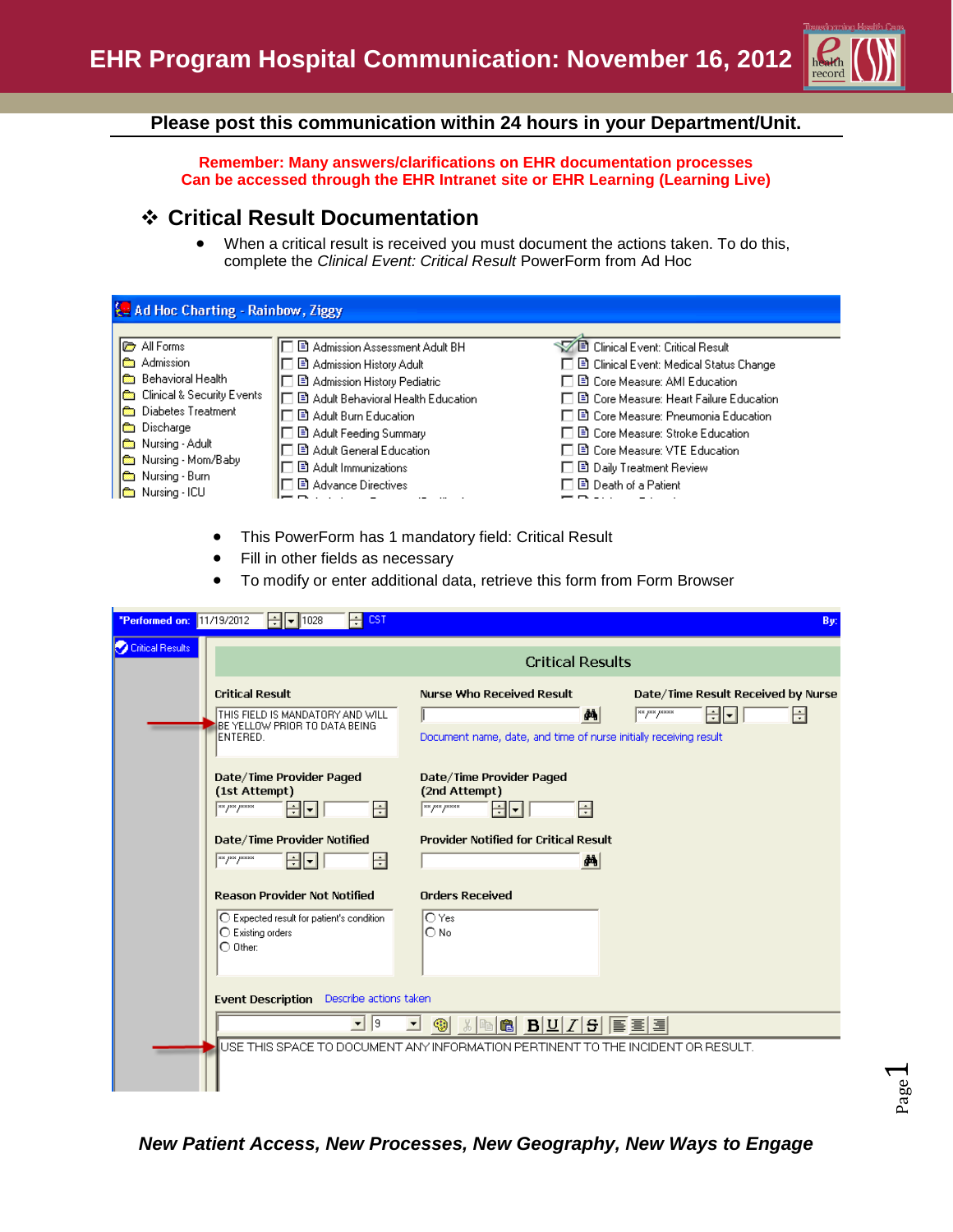# EHR Program Hospital Communication: November 16, 2012

**Please post this communication within 24 hours in your Department/Unit.**

**Remember: Many answers/clarifications on EHR documentation processes Can be accessed through the EHR Intranet site or EHR Learning (Learning Live)**

## ❖ Critical Result Documentation

- When a critical result is received you must document the actions taken. To do this, complete the *Clinical Event: Critical Result* PowerForm from Ad Hoc

Ad Hoc Charting - Rainbow, Ziggy

| | | |
|---|---|---|
| All Forms | Admission Assessment Adult BH | Clinical Event: Critical Result |
| Admission | Admission History Adult | Clinical Event: Medical Status Change |
| Behavioral Health | Admission History Pediatric | Core Measure: AMI Education |
| Clinical & Security Events | Adult Behavioral Health Education | Core Measure: Heart Failure Education |
| Diabetes Treatment | Adult Burn Education | Core Measure: Pneumonia Education |
| Discharge | Adult Feeding Summary | Core Measure: Stroke Education |
| Nursing - Adult | Adult General Education | Core Measure: VTE Education |
| Nursing - Mom/Baby | Adult Immunizations | Daily Treatment Review |
| Nursing - Burn | Advance Directives | Death of a Patient |
| Nursing - ICU | | |

- This PowerForm has 1 mandatory field: Critical Result
- Fill in other fields as necessary
- To modify or enter additional data, retrieve this form from Form Browser

*Performed on: 11/19/2012 1028 CST By:

Critical Results

**Critical Result**
THIS FIELD IS MANDATORY AND WILL BE YELLOW PRIOR TO DATA BEING ENTERED.

**Nurse Who Received Result**
Document name, date, and time of nurse initially receiving result

**Date/Time Result Received by Nurse**

**Date/Time Provider Paged (1st Attempt)**

**Date/Time Provider Paged (2nd Attempt)**

**Date/Time Provider Notified**

**Provider Notified for Critical Result**

**Reason Provider Not Notified**
- Expected result for patient's condition
- Existing orders
- Other:

**Orders Received**
- Yes
- No

**Event Description** Describe actions taken

USE THIS SPACE TO DOCUMENT ANY INFORMATION PERTINENT TO THE INCIDENT OR RESULT.

*New Patient Access, New Processes, New Geography, New Ways to Engage*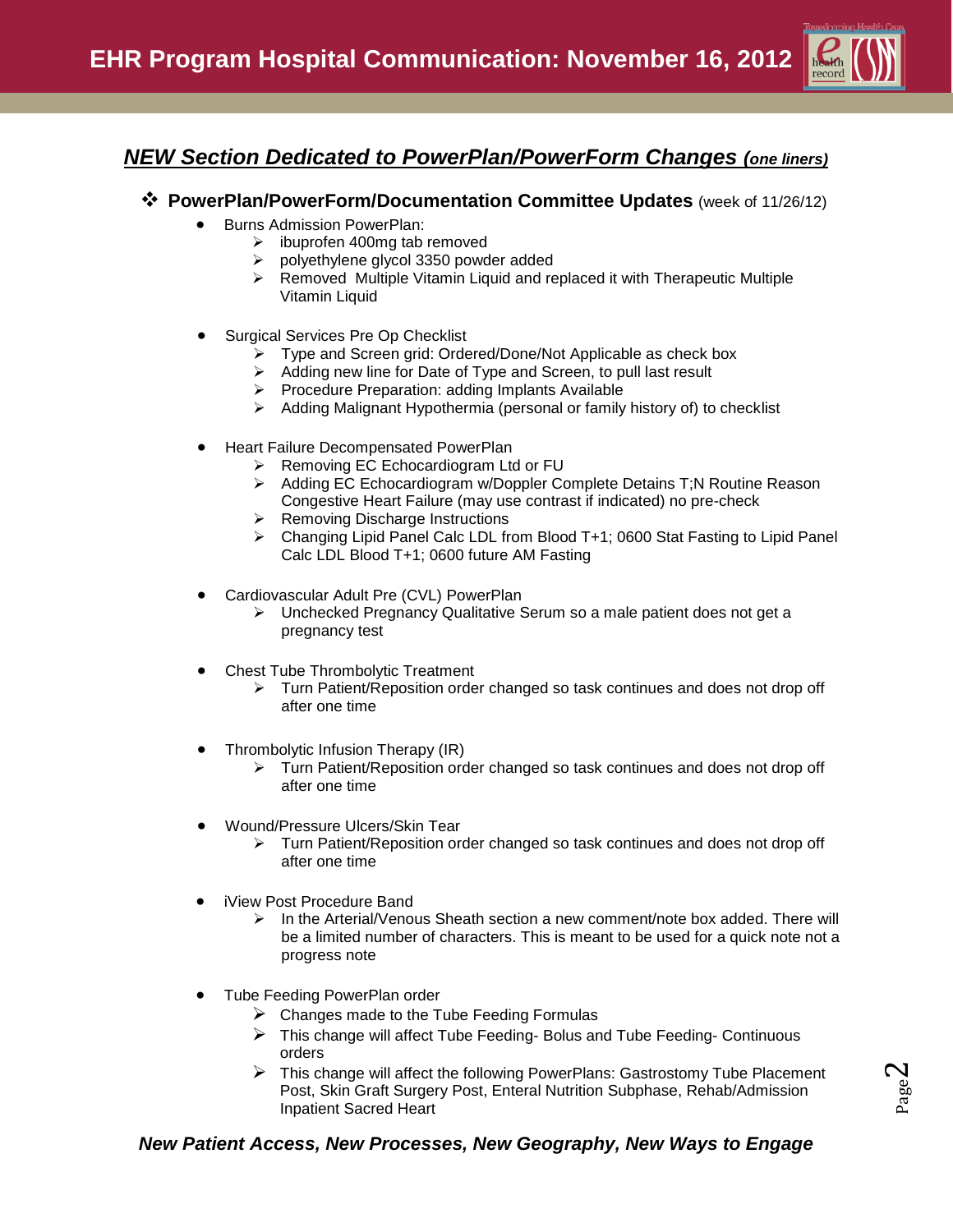## *NEW Section Dedicated to PowerPlan/PowerForm Changes (one liners)*

### ❖ PowerPlan/PowerForm/Documentation Committee Updates (week of 11/26/12)

- Burns Admission PowerPlan:
  - ibuprofen 400mg tab removed
  - polyethylene glycol 3350 powder added
  - Removed Multiple Vitamin Liquid and replaced it with Therapeutic Multiple Vitamin Liquid

- Surgical Services Pre Op Checklist
  - Type and Screen grid: Ordered/Done/Not Applicable as check box
  - Adding new line for Date of Type and Screen, to pull last result
  - Procedure Preparation: adding Implants Available
  - Adding Malignant Hypothermia (personal or family history of) to checklist

- Heart Failure Decompensated PowerPlan
  - Removing EC Echocardiogram Ltd or FU
  - Adding EC Echocardiogram w/Doppler Complete Detains T;N Routine Reason Congestive Heart Failure (may use contrast if indicated) no pre-check
  - Removing Discharge Instructions
  - Changing Lipid Panel Calc LDL from Blood T+1; 0600 Stat Fasting to Lipid Panel Calc LDL Blood T+1; 0600 future AM Fasting

- Cardiovascular Adult Pre (CVL) PowerPlan
  - Unchecked Pregnancy Qualitative Serum so a male patient does not get a pregnancy test

- Chest Tube Thrombolytic Treatment
  - Turn Patient/Reposition order changed so task continues and does not drop off after one time

- Thrombolytic Infusion Therapy (IR)
  - Turn Patient/Reposition order changed so task continues and does not drop off after one time

- Wound/Pressure Ulcers/Skin Tear
  - Turn Patient/Reposition order changed so task continues and does not drop off after one time

- iView Post Procedure Band
  - In the Arterial/Venous Sheath section a new comment/note box added. There will be a limited number of characters. This is meant to be used for a quick note not a progress note

- Tube Feeding PowerPlan order
  - Changes made to the Tube Feeding Formulas
  - This change will affect Tube Feeding- Bolus and Tube Feeding- Continuous orders
  - This change will affect the following PowerPlans: Gastrostomy Tube Placement Post, Skin Graft Surgery Post, Enteral Nutrition Subphase, Rehab/Admission Inpatient Sacred Heart